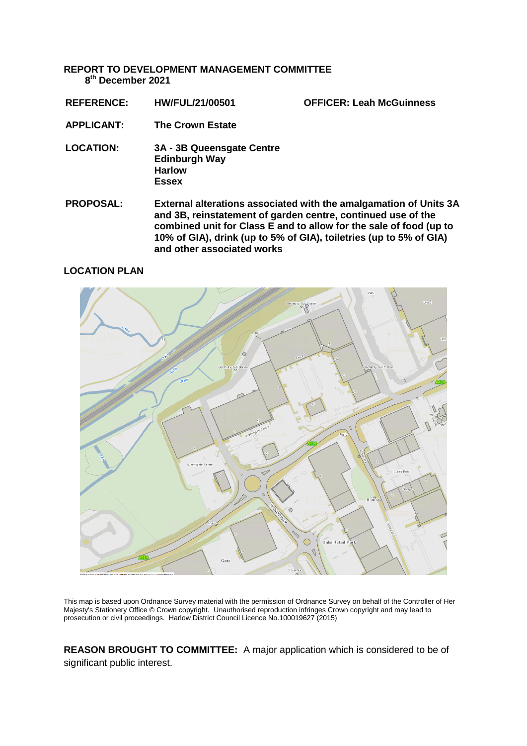**REPORT TO DEVELOPMENT MANAGEMENT COMMITTEE**
**8th December 2021**

| | | |
|---|---|---|
| **REFERENCE:** | **HW/FUL/21/00501** | **OFFICER: Leah McGuinness** |
| **APPLICANT:** | **The Crown Estate** | |
| **LOCATION:** | **3A - 3B Queensgate Centre Edinburgh Way Harlow Essex** | |
| **PROPOSAL:** | **External alterations associated with the amalgamation of Units 3A and 3B, reinstatement of garden centre, continued use of the combined unit for Class E and to allow for the sale of food (up to 10% of GIA), drink (up to 5% of GIA), toiletries (up to 5% of GIA) and other associated works** | |

**LOCATION PLAN**

This map is based upon Ordnance Survey material with the permission of Ordnance Survey on behalf of the Controller of Her Majesty's Stationery Office © Crown copyright. Unauthorised reproduction infringes Crown copyright and may lead to prosecution or civil proceedings. Harlow District Council Licence No.100019627 (2015)

**REASON BROUGHT TO COMMITTEE:** A major application which is considered to be of significant public interest.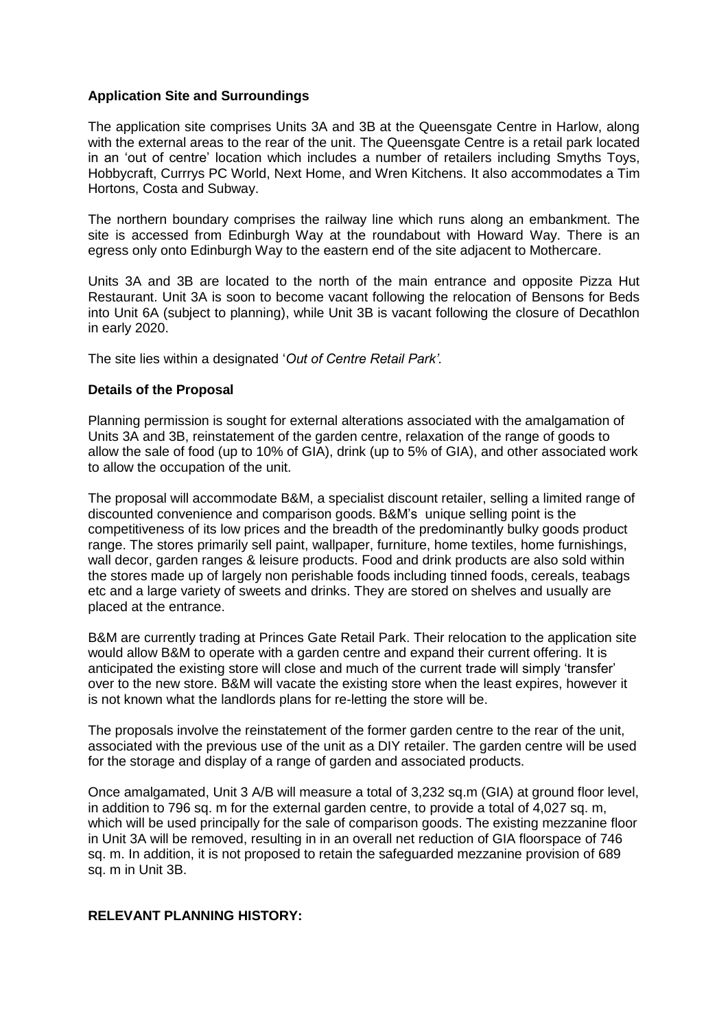**Application Site and Surroundings**

The application site comprises Units 3A and 3B at the Queensgate Centre in Harlow, along with the external areas to the rear of the unit. The Queensgate Centre is a retail park located in an 'out of centre' location which includes a number of retailers including Smyths Toys, Hobbycraft, Currrys PC World, Next Home, and Wren Kitchens. It also accommodates a Tim Hortons, Costa and Subway.

The northern boundary comprises the railway line which runs along an embankment. The site is accessed from Edinburgh Way at the roundabout with Howard Way. There is an egress only onto Edinburgh Way to the eastern end of the site adjacent to Mothercare.

Units 3A and 3B are located to the north of the main entrance and opposite Pizza Hut Restaurant. Unit 3A is soon to become vacant following the relocation of Bensons for Beds into Unit 6A (subject to planning), while Unit 3B is vacant following the closure of Decathlon in early 2020.

The site lies within a designated '*Out of Centre Retail Park'.*

**Details of the Proposal**

Planning permission is sought for external alterations associated with the amalgamation of Units 3A and 3B, reinstatement of the garden centre, relaxation of the range of goods to allow the sale of food (up to 10% of GIA), drink (up to 5% of GIA), and other associated work to allow the occupation of the unit.

The proposal will accommodate B&M, a specialist discount retailer, selling a limited range of discounted convenience and comparison goods. B&M's unique selling point is the competitiveness of its low prices and the breadth of the predominantly bulky goods product range. The stores primarily sell paint, wallpaper, furniture, home textiles, home furnishings, wall decor, garden ranges & leisure products. Food and drink products are also sold within the stores made up of largely non perishable foods including tinned foods, cereals, teabags etc and a large variety of sweets and drinks. They are stored on shelves and usually are placed at the entrance.

B&M are currently trading at Princes Gate Retail Park. Their relocation to the application site would allow B&M to operate with a garden centre and expand their current offering. It is anticipated the existing store will close and much of the current trade will simply 'transfer' over to the new store. B&M will vacate the existing store when the least expires, however it is not known what the landlords plans for re-letting the store will be.

The proposals involve the reinstatement of the former garden centre to the rear of the unit, associated with the previous use of the unit as a DIY retailer. The garden centre will be used for the storage and display of a range of garden and associated products.

Once amalgamated, Unit 3 A/B will measure a total of 3,232 sq.m (GIA) at ground floor level, in addition to 796 sq. m for the external garden centre, to provide a total of 4,027 sq. m, which will be used principally for the sale of comparison goods. The existing mezzanine floor in Unit 3A will be removed, resulting in in an overall net reduction of GIA floorspace of 746 sq. m. In addition, it is not proposed to retain the safeguarded mezzanine provision of 689 sq. m in Unit 3B.

**RELEVANT PLANNING HISTORY:**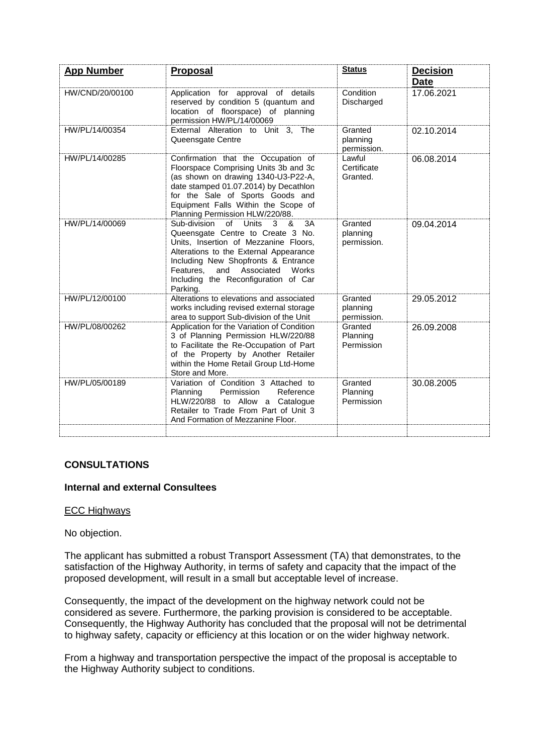| App Number | Proposal | Status | Decision Date |
|---|---|---|---|
| HW/CND/20/00100 | Application for approval of details reserved by condition 5 (quantum and location of floorspace) of planning permission HW/PL/14/00069 | Condition Discharged | 17.06.2021 |
| HW/PL/14/00354 | External Alteration to Unit 3, The Queensgate Centre | Granted planning permission. | 02.10.2014 |
| HW/PL/14/00285 | Confirmation that the Occupation of Floorspace Comprising Units 3b and 3c (as shown on drawing 1340-U3-P22-A, date stamped 01.07.2014) by Decathlon for the Sale of Sports Goods and Equipment Falls Within the Scope of Planning Permission HLW/220/88. | Lawful Certificate Granted. | 06.08.2014 |
| HW/PL/14/00069 | Sub-division of Units 3 & 3A Queensgate Centre to Create 3 No. Units, Insertion of Mezzanine Floors, Alterations to the External Appearance Including New Shopfronts & Entrance Features, and Associated Works Including the Reconfiguration of Car Parking. | Granted planning permission. | 09.04.2014 |
| HW/PL/12/00100 | Alterations to elevations and associated works including revised external storage area to support Sub-division of the Unit | Granted planning permission. | 29.05.2012 |
| HW/PL/08/00262 | Application for the Variation of Condition 3 of Planning Permission HLW/220/88 to Facilitate the Re-Occupation of Part of the Property by Another Retailer within the Home Retail Group Ltd-Home Store and More. | Granted Planning Permission | 26.09.2008 |
| HW/PL/05/00189 | Variation of Condition 3 Attached to Planning Permission Reference HLW/220/88 to Allow a Catalogue Retailer to Trade From Part of Unit 3 And Formation of Mezzanine Floor. | Granted Planning Permission | 30.08.2005 |
| | | | |

## CONSULTATIONS

### Internal and external Consultees

ECC Highways

No objection.

The applicant has submitted a robust Transport Assessment (TA) that demonstrates, to the satisfaction of the Highway Authority, in terms of safety and capacity that the impact of the proposed development, will result in a small but acceptable level of increase.

Consequently, the impact of the development on the highway network could not be considered as severe. Furthermore, the parking provision is considered to be acceptable. Consequently, the Highway Authority has concluded that the proposal will not be detrimental to highway safety, capacity or efficiency at this location or on the wider highway network.

From a highway and transportation perspective the impact of the proposal is acceptable to the Highway Authority subject to conditions.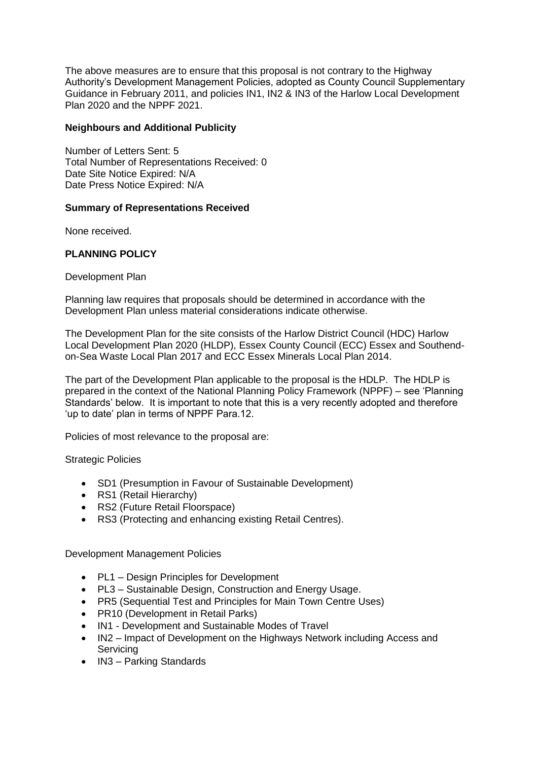The above measures are to ensure that this proposal is not contrary to the Highway Authority's Development Management Policies, adopted as County Council Supplementary Guidance in February 2011, and policies IN1, IN2 & IN3 of the Harlow Local Development Plan 2020 and the NPPF 2021.

**Neighbours and Additional Publicity**

Number of Letters Sent: 5
Total Number of Representations Received: 0
Date Site Notice Expired: N/A
Date Press Notice Expired: N/A

**Summary of Representations Received**

None received.

**PLANNING POLICY**

Development Plan

Planning law requires that proposals should be determined in accordance with the Development Plan unless material considerations indicate otherwise.

The Development Plan for the site consists of the Harlow District Council (HDC) Harlow Local Development Plan 2020 (HLDP), Essex County Council (ECC) Essex and Southend-on-Sea Waste Local Plan 2017 and ECC Essex Minerals Local Plan 2014.

The part of the Development Plan applicable to the proposal is the HDLP. The HDLP is prepared in the context of the National Planning Policy Framework (NPPF) – see 'Planning Standards' below. It is important to note that this is a very recently adopted and therefore 'up to date' plan in terms of NPPF Para.12.

Policies of most relevance to the proposal are:

Strategic Policies

- SD1 (Presumption in Favour of Sustainable Development)
- RS1 (Retail Hierarchy)
- RS2 (Future Retail Floorspace)
- RS3 (Protecting and enhancing existing Retail Centres).

Development Management Policies

- PL1 – Design Principles for Development
- PL3 – Sustainable Design, Construction and Energy Usage.
- PR5 (Sequential Test and Principles for Main Town Centre Uses)
- PR10 (Development in Retail Parks)
- IN1 - Development and Sustainable Modes of Travel
- IN2 – Impact of Development on the Highways Network including Access and Servicing
- IN3 – Parking Standards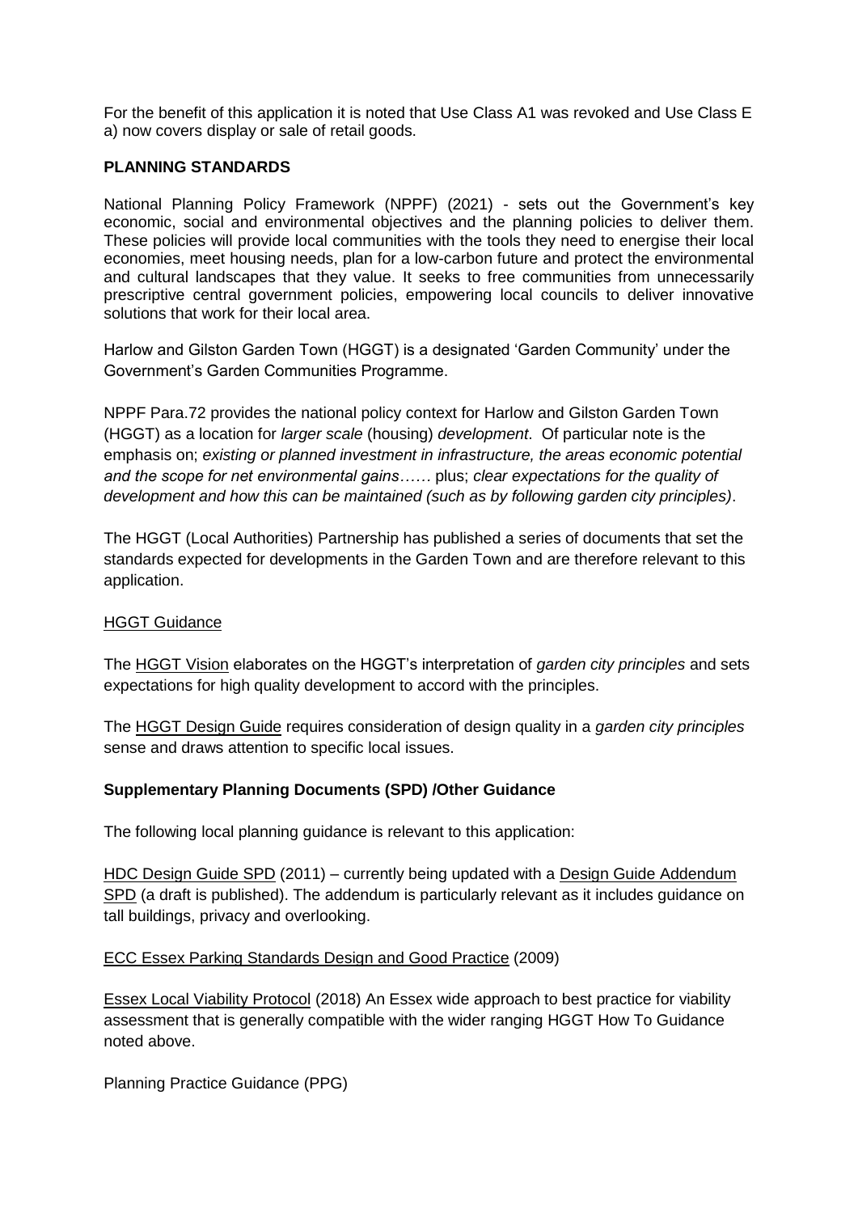For the benefit of this application it is noted that Use Class A1 was revoked and Use Class E a) now covers display or sale of retail goods.

**PLANNING STANDARDS**

National Planning Policy Framework (NPPF) (2021) - sets out the Government's key economic, social and environmental objectives and the planning policies to deliver them. These policies will provide local communities with the tools they need to energise their local economies, meet housing needs, plan for a low-carbon future and protect the environmental and cultural landscapes that they value. It seeks to free communities from unnecessarily prescriptive central government policies, empowering local councils to deliver innovative solutions that work for their local area.

Harlow and Gilston Garden Town (HGGT) is a designated 'Garden Community' under the Government's Garden Communities Programme.

NPPF Para.72 provides the national policy context for Harlow and Gilston Garden Town (HGGT) as a location for *larger scale* (housing) *development*. Of particular note is the emphasis on; *existing or planned investment in infrastructure, the areas economic potential and the scope for net environmental gains……* plus; *clear expectations for the quality of development and how this can be maintained (such as by following garden city principles)*.

The HGGT (Local Authorities) Partnership has published a series of documents that set the standards expected for developments in the Garden Town and are therefore relevant to this application.

HGGT Guidance

The HGGT Vision elaborates on the HGGT's interpretation of *garden city principles* and sets expectations for high quality development to accord with the principles.

The HGGT Design Guide requires consideration of design quality in a *garden city principles* sense and draws attention to specific local issues.

**Supplementary Planning Documents (SPD) /Other Guidance**

The following local planning guidance is relevant to this application:

HDC Design Guide SPD (2011) – currently being updated with a Design Guide Addendum SPD (a draft is published). The addendum is particularly relevant as it includes guidance on tall buildings, privacy and overlooking.

ECC Essex Parking Standards Design and Good Practice (2009)

Essex Local Viability Protocol (2018) An Essex wide approach to best practice for viability assessment that is generally compatible with the wider ranging HGGT How To Guidance noted above.

Planning Practice Guidance (PPG)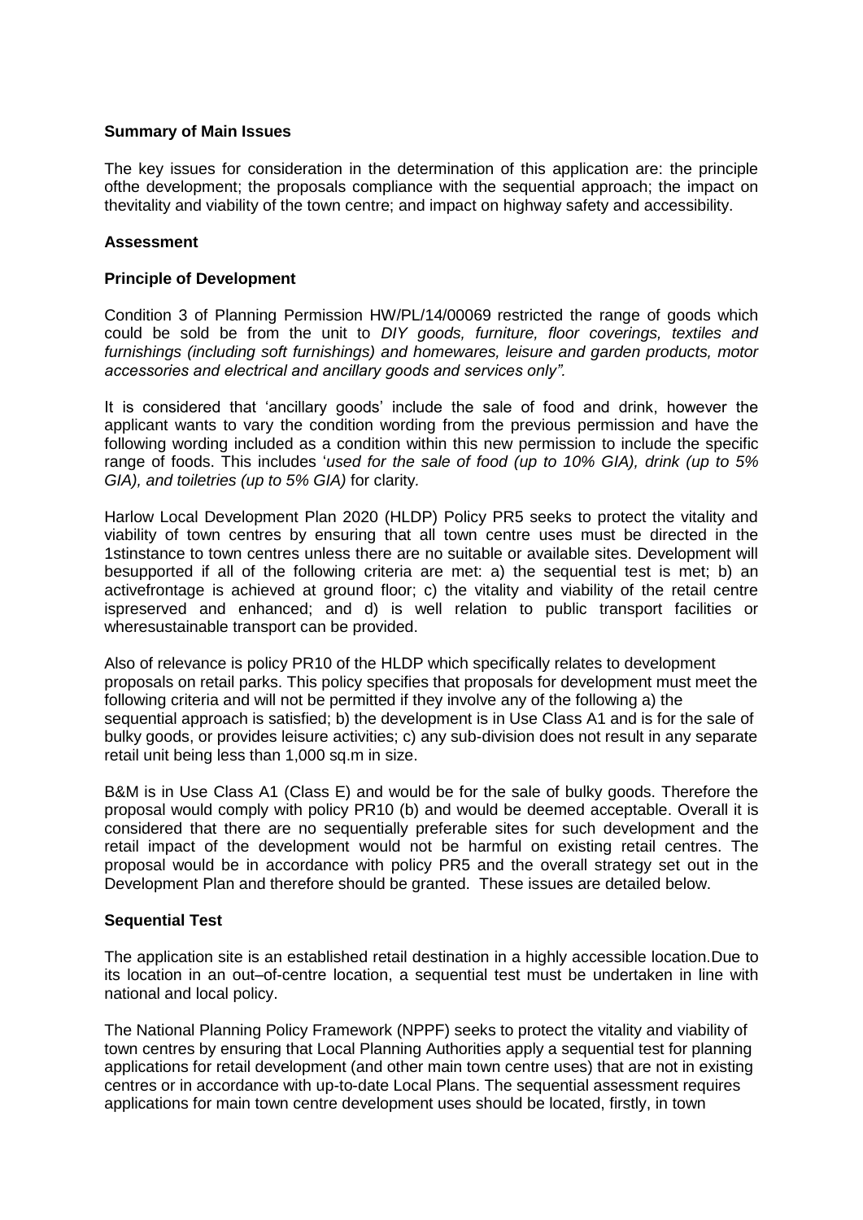**Summary of Main Issues**

The key issues for consideration in the determination of this application are: the principle ofthe development; the proposals compliance with the sequential approach; the impact on thevitality and viability of the town centre; and impact on highway safety and accessibility.

**Assessment**

**Principle of Development**

Condition 3 of Planning Permission HW/PL/14/00069 restricted the range of goods which could be sold be from the unit to *DIY goods, furniture, floor coverings, textiles and furnishings (including soft furnishings) and homewares, leisure and garden products, motor accessories and electrical and ancillary goods and services only".*

It is considered that 'ancillary goods' include the sale of food and drink, however the applicant wants to vary the condition wording from the previous permission and have the following wording included as a condition within this new permission to include the specific range of foods. This includes '*used for the sale of food (up to 10% GIA), drink (up to 5% GIA), and toiletries (up to 5% GIA)* for clarity.

Harlow Local Development Plan 2020 (HLDP) Policy PR5 seeks to protect the vitality and viability of town centres by ensuring that all town centre uses must be directed in the 1stinstance to town centres unless there are no suitable or available sites. Development will besupported if all of the following criteria are met: a) the sequential test is met; b) an activefrontage is achieved at ground floor; c) the vitality and viability of the retail centre ispreserved and enhanced; and d) is well relation to public transport facilities or wheresustainable transport can be provided.

Also of relevance is policy PR10 of the HLDP which specifically relates to development proposals on retail parks. This policy specifies that proposals for development must meet the following criteria and will not be permitted if they involve any of the following a) the sequential approach is satisfied; b) the development is in Use Class A1 and is for the sale of bulky goods, or provides leisure activities; c) any sub-division does not result in any separate retail unit being less than 1,000 sq.m in size.

B&M is in Use Class A1 (Class E) and would be for the sale of bulky goods. Therefore the proposal would comply with policy PR10 (b) and would be deemed acceptable. Overall it is considered that there are no sequentially preferable sites for such development and the retail impact of the development would not be harmful on existing retail centres. The proposal would be in accordance with policy PR5 and the overall strategy set out in the Development Plan and therefore should be granted. These issues are detailed below.

**Sequential Test**

The application site is an established retail destination in a highly accessible location.Due to its location in an out–of-centre location, a sequential test must be undertaken in line with national and local policy.

The National Planning Policy Framework (NPPF) seeks to protect the vitality and viability of town centres by ensuring that Local Planning Authorities apply a sequential test for planning applications for retail development (and other main town centre uses) that are not in existing centres or in accordance with up-to-date Local Plans. The sequential assessment requires applications for main town centre development uses should be located, firstly, in town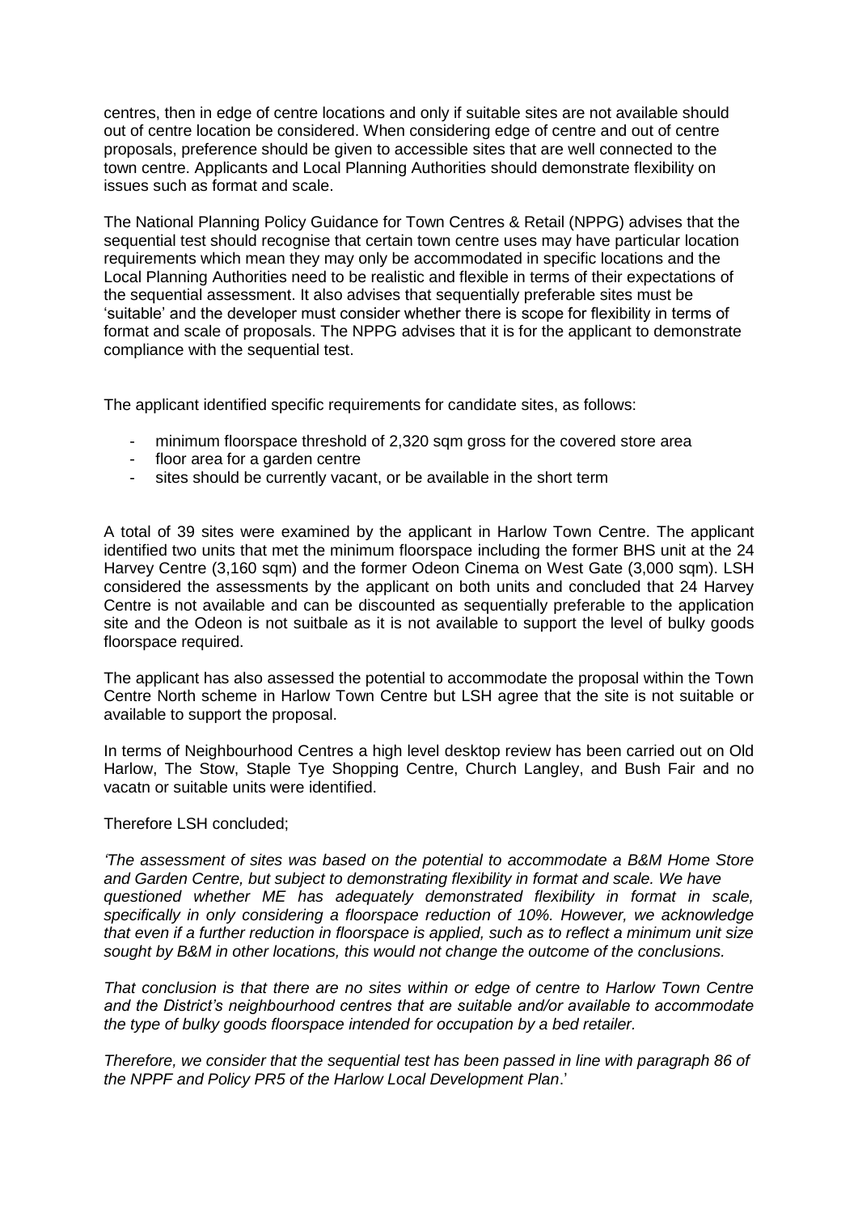centres, then in edge of centre locations and only if suitable sites are not available should out of centre location be considered. When considering edge of centre and out of centre proposals, preference should be given to accessible sites that are well connected to the town centre. Applicants and Local Planning Authorities should demonstrate flexibility on issues such as format and scale.

The National Planning Policy Guidance for Town Centres & Retail (NPPG) advises that the sequential test should recognise that certain town centre uses may have particular location requirements which mean they may only be accommodated in specific locations and the Local Planning Authorities need to be realistic and flexible in terms of their expectations of the sequential assessment. It also advises that sequentially preferable sites must be 'suitable' and the developer must consider whether there is scope for flexibility in terms of format and scale of proposals. The NPPG advises that it is for the applicant to demonstrate compliance with the sequential test.

The applicant identified specific requirements for candidate sites, as follows:

- minimum floorspace threshold of 2,320 sqm gross for the covered store area
- floor area for a garden centre
- sites should be currently vacant, or be available in the short term

A total of 39 sites were examined by the applicant in Harlow Town Centre. The applicant identified two units that met the minimum floorspace including the former BHS unit at the 24 Harvey Centre (3,160 sqm) and the former Odeon Cinema on West Gate (3,000 sqm). LSH considered the assessments by the applicant on both units and concluded that 24 Harvey Centre is not available and can be discounted as sequentially preferable to the application site and the Odeon is not suitbale as it is not available to support the level of bulky goods floorspace required.

The applicant has also assessed the potential to accommodate the proposal within the Town Centre North scheme in Harlow Town Centre but LSH agree that the site is not suitable or available to support the proposal.

In terms of Neighbourhood Centres a high level desktop review has been carried out on Old Harlow, The Stow, Staple Tye Shopping Centre, Church Langley, and Bush Fair and no vacatn or suitable units were identified.

Therefore LSH concluded;

*'The assessment of sites was based on the potential to accommodate a B&M Home Store and Garden Centre, but subject to demonstrating flexibility in format and scale. We have questioned whether ME has adequately demonstrated flexibility in format in scale, specifically in only considering a floorspace reduction of 10%. However, we acknowledge that even if a further reduction in floorspace is applied, such as to reflect a minimum unit size sought by B&M in other locations, this would not change the outcome of the conclusions.*

*That conclusion is that there are no sites within or edge of centre to Harlow Town Centre and the District's neighbourhood centres that are suitable and/or available to accommodate the type of bulky goods floorspace intended for occupation by a bed retailer.*

*Therefore, we consider that the sequential test has been passed in line with paragraph 86 of the NPPF and Policy PR5 of the Harlow Local Development Plan*.'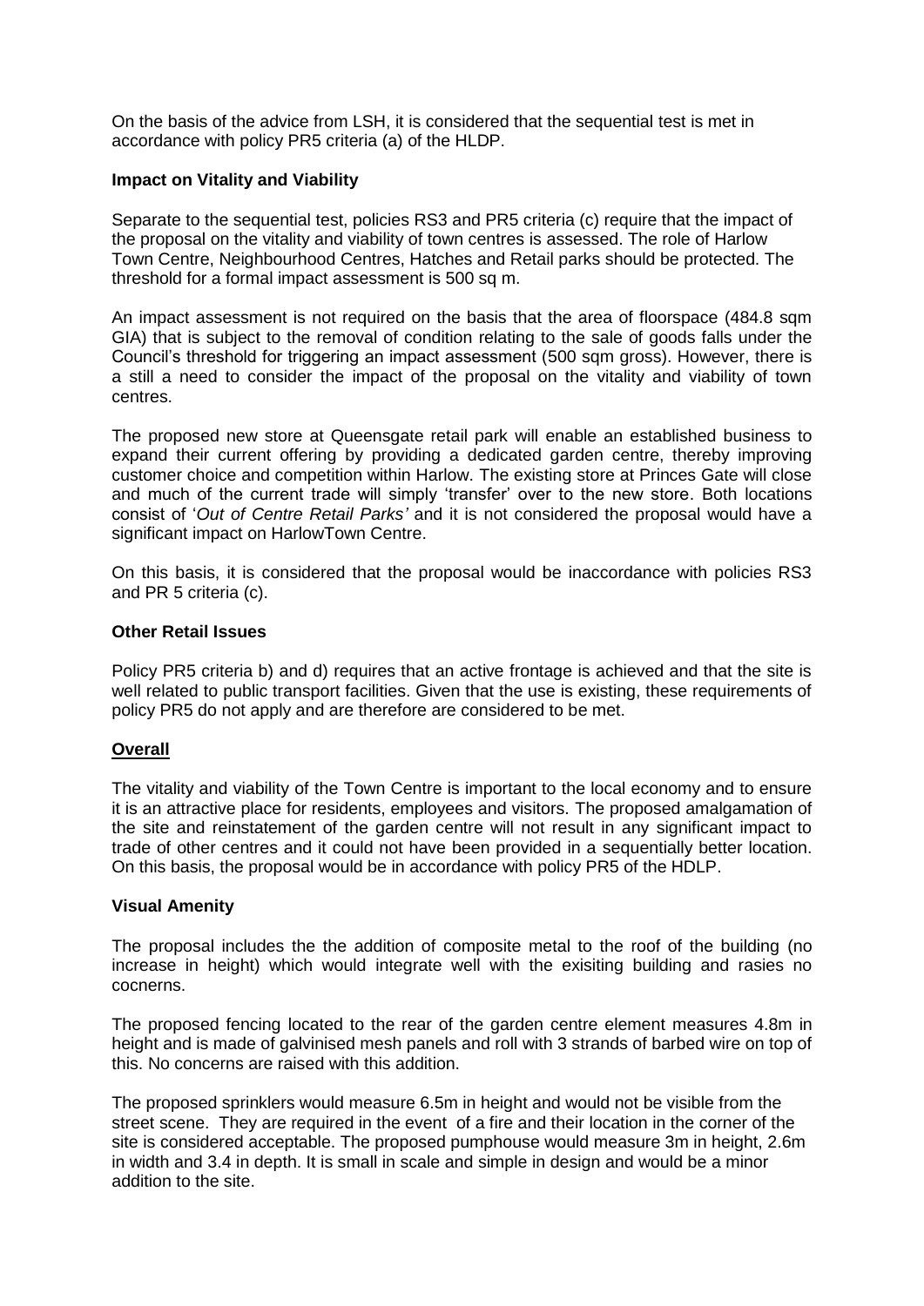On the basis of the advice from LSH, it is considered that the sequential test is met in accordance with policy PR5 criteria (a) of the HLDP.

**Impact on Vitality and Viability**

Separate to the sequential test, policies RS3 and PR5 criteria (c) require that the impact of the proposal on the vitality and viability of town centres is assessed. The role of Harlow Town Centre, Neighbourhood Centres, Hatches and Retail parks should be protected. The threshold for a formal impact assessment is 500 sq m.

An impact assessment is not required on the basis that the area of floorspace (484.8 sqm GIA) that is subject to the removal of condition relating to the sale of goods falls under the Council's threshold for triggering an impact assessment (500 sqm gross). However, there is a still a need to consider the impact of the proposal on the vitality and viability of town centres.

The proposed new store at Queensgate retail park will enable an established business to expand their current offering by providing a dedicated garden centre, thereby improving customer choice and competition within Harlow. The existing store at Princes Gate will close and much of the current trade will simply 'transfer' over to the new store. Both locations consist of '*Out of Centre Retail Parks'* and it is not considered the proposal would have a significant impact on HarlowTown Centre.

On this basis, it is considered that the proposal would be inaccordance with policies RS3 and PR 5 criteria (c).

**Other Retail Issues**

Policy PR5 criteria b) and d) requires that an active frontage is achieved and that the site is well related to public transport facilities. Given that the use is existing, these requirements of policy PR5 do not apply and are therefore are considered to be met.

**<u>Overall</u>**

The vitality and viability of the Town Centre is important to the local economy and to ensure it is an attractive place for residents, employees and visitors. The proposed amalgamation of the site and reinstatement of the garden centre will not result in any significant impact to trade of other centres and it could not have been provided in a sequentially better location. On this basis, the proposal would be in accordance with policy PR5 of the HDLP.

**Visual Amenity**

The proposal includes the the addition of composite metal to the roof of the building (no increase in height) which would integrate well with the exisiting building and rasies no cocnerns.

The proposed fencing located to the rear of the garden centre element measures 4.8m in height and is made of galvinised mesh panels and roll with 3 strands of barbed wire on top of this. No concerns are raised with this addition.

The proposed sprinklers would measure 6.5m in height and would not be visible from the street scene. They are required in the event of a fire and their location in the corner of the site is considered acceptable. The proposed pumphouse would measure 3m in height, 2.6m in width and 3.4 in depth. It is small in scale and simple in design and would be a minor addition to the site.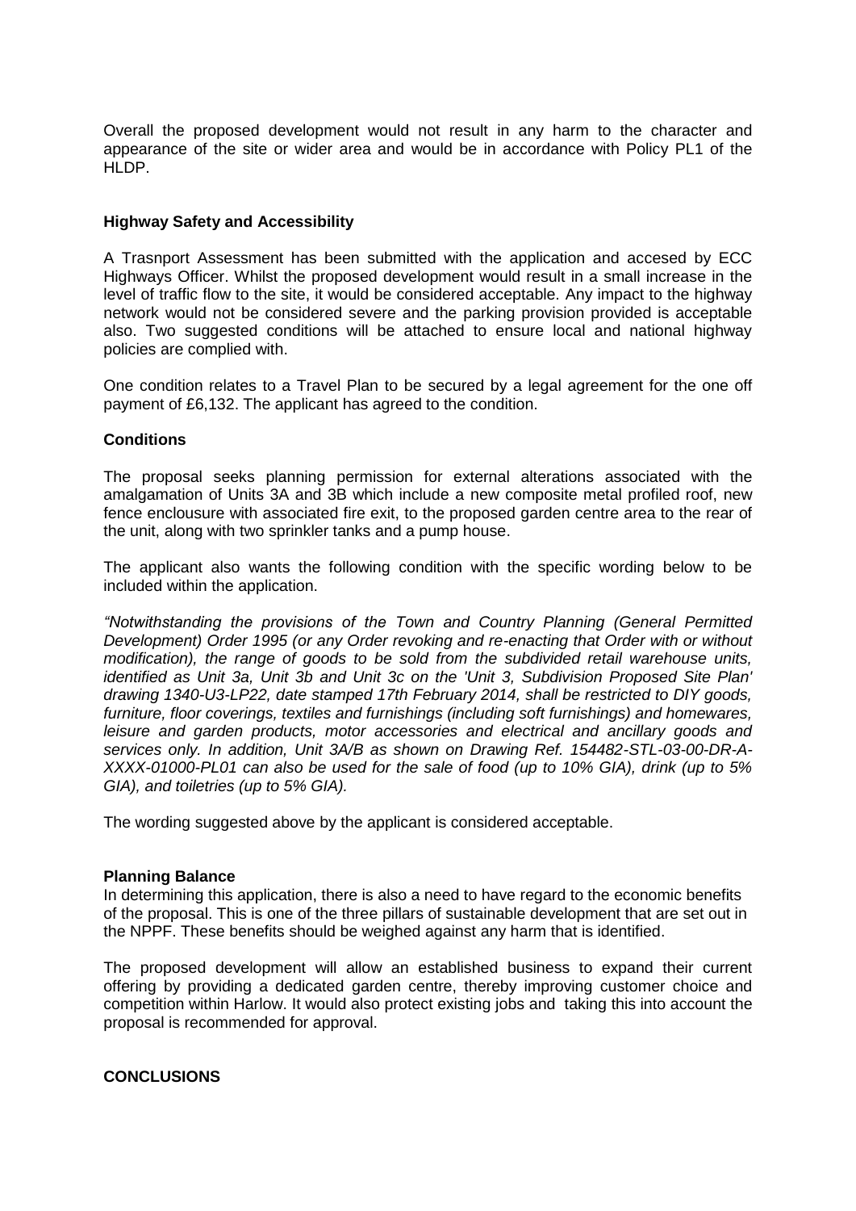Overall the proposed development would not result in any harm to the character and appearance of the site or wider area and would be in accordance with Policy PL1 of the HLDP.

**Highway Safety and Accessibility**

A Trasnport Assessment has been submitted with the application and accesed by ECC Highways Officer. Whilst the proposed development would result in a small increase in the level of traffic flow to the site, it would be considered acceptable. Any impact to the highway network would not be considered severe and the parking provision provided is acceptable also. Two suggested conditions will be attached to ensure local and national highway policies are complied with.

One condition relates to a Travel Plan to be secured by a legal agreement for the one off payment of £6,132. The applicant has agreed to the condition.

**Conditions**

The proposal seeks planning permission for external alterations associated with the amalgamation of Units 3A and 3B which include a new composite metal profiled roof, new fence enclousure with associated fire exit, to the proposed garden centre area to the rear of the unit, along with two sprinkler tanks and a pump house.

The applicant also wants the following condition with the specific wording below to be included within the application.

*"Notwithstanding the provisions of the Town and Country Planning (General Permitted Development) Order 1995 (or any Order revoking and re-enacting that Order with or without modification), the range of goods to be sold from the subdivided retail warehouse units, identified as Unit 3a, Unit 3b and Unit 3c on the 'Unit 3, Subdivision Proposed Site Plan' drawing 1340-U3-LP22, date stamped 17th February 2014, shall be restricted to DIY goods, furniture, floor coverings, textiles and furnishings (including soft furnishings) and homewares, leisure and garden products, motor accessories and electrical and ancillary goods and services only. In addition, Unit 3A/B as shown on Drawing Ref. 154482-STL-03-00-DR-A-XXXX-01000-PL01 can also be used for the sale of food (up to 10% GIA), drink (up to 5% GIA), and toiletries (up to 5% GIA).*

The wording suggested above by the applicant is considered acceptable.

**Planning Balance**

In determining this application, there is also a need to have regard to the economic benefits of the proposal. This is one of the three pillars of sustainable development that are set out in the NPPF. These benefits should be weighed against any harm that is identified.

The proposed development will allow an established business to expand their current offering by providing a dedicated garden centre, thereby improving customer choice and competition within Harlow. It would also protect existing jobs and taking this into account the proposal is recommended for approval.

**CONCLUSIONS**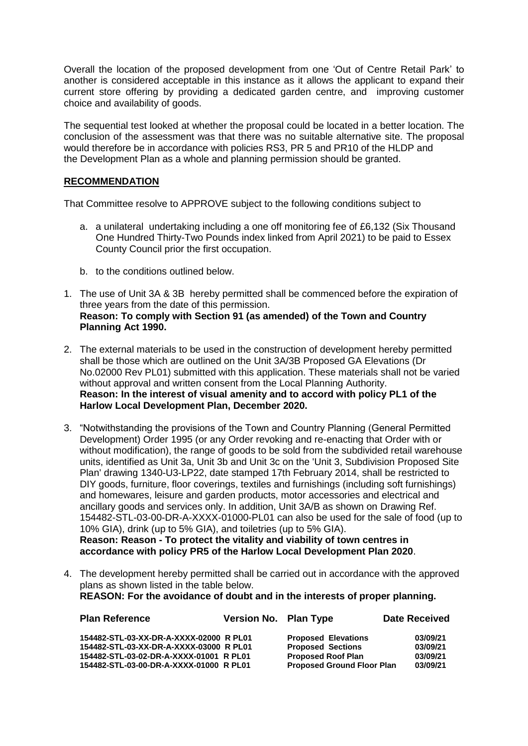Overall the location of the proposed development from one 'Out of Centre Retail Park' to another is considered acceptable in this instance as it allows the applicant to expand their current store offering by providing a dedicated garden centre, and improving customer choice and availability of goods.

The sequential test looked at whether the proposal could be located in a better location. The conclusion of the assessment was that there was no suitable alternative site. The proposal would therefore be in accordance with policies RS3, PR 5 and PR10 of the HLDP and the Development Plan as a whole and planning permission should be granted.

## RECOMMENDATION

That Committee resolve to APPROVE subject to the following conditions subject to

a. a unilateral undertaking including a one off monitoring fee of £6,132 (Six Thousand One Hundred Thirty-Two Pounds index linked from April 2021) to be paid to Essex County Council prior the first occupation.

b. to the conditions outlined below.

1. The use of Unit 3A & 3B hereby permitted shall be commenced before the expiration of three years from the date of this permission.
**Reason: To comply with Section 91 (as amended) of the Town and Country Planning Act 1990.**

2. The external materials to be used in the construction of development hereby permitted shall be those which are outlined on the Unit 3A/3B Proposed GA Elevations (Dr No.02000 Rev PL01) submitted with this application. These materials shall not be varied without approval and written consent from the Local Planning Authority.
**Reason: In the interest of visual amenity and to accord with policy PL1 of the Harlow Local Development Plan, December 2020.**

3. "Notwithstanding the provisions of the Town and Country Planning (General Permitted Development) Order 1995 (or any Order revoking and re-enacting that Order with or without modification), the range of goods to be sold from the subdivided retail warehouse units, identified as Unit 3a, Unit 3b and Unit 3c on the 'Unit 3, Subdivision Proposed Site Plan' drawing 1340-U3-LP22, date stamped 17th February 2014, shall be restricted to DIY goods, furniture, floor coverings, textiles and furnishings (including soft furnishings) and homewares, leisure and garden products, motor accessories and electrical and ancillary goods and services only. In addition, Unit 3A/B as shown on Drawing Ref. 154482-STL-03-00-DR-A-XXXX-01000-PL01 can also be used for the sale of food (up to 10% GIA), drink (up to 5% GIA), and toiletries (up to 5% GIA).
**Reason: Reason - To protect the vitality and viability of town centres in accordance with policy PR5 of the Harlow Local Development Plan 2020**.

4. The development hereby permitted shall be carried out in accordance with the approved plans as shown listed in the table below.
**REASON: For the avoidance of doubt and in the interests of proper planning.**

| Plan Reference | Version No. | Plan Type | Date Received |
|---|---|---|---|
| 154482-STL-03-XX-DR-A-XXXX-02000 | R PL01 | Proposed Elevations | 03/09/21 |
| 154482-STL-03-XX-DR-A-XXXX-03000 | R PL01 | Proposed Sections | 03/09/21 |
| 154482-STL-03-02-DR-A-XXXX-01001 | R PL01 | Proposed Roof Plan | 03/09/21 |
| 154482-STL-03-00-DR-A-XXXX-01000 | R PL01 | Proposed Ground Floor Plan | 03/09/21 |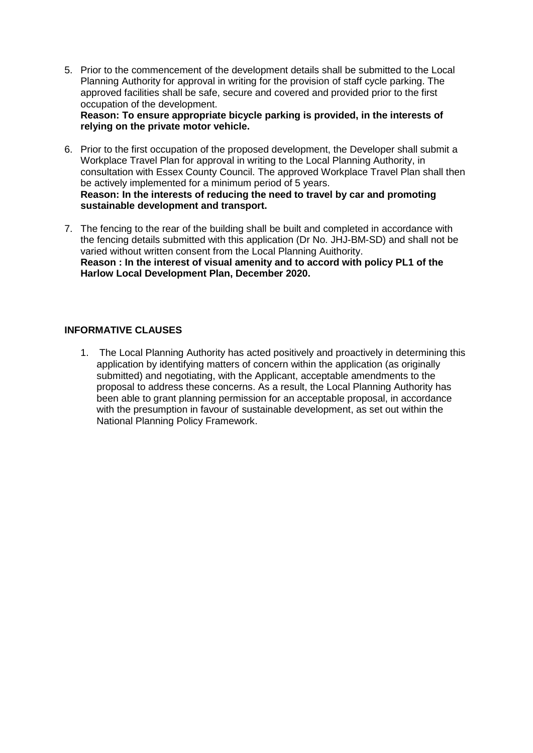5. Prior to the commencement of the development details shall be submitted to the Local Planning Authority for approval in writing for the provision of staff cycle parking. The approved facilities shall be safe, secure and covered and provided prior to the first occupation of the development.
**Reason: To ensure appropriate bicycle parking is provided, in the interests of relying on the private motor vehicle.**

6. Prior to the first occupation of the proposed development, the Developer shall submit a Workplace Travel Plan for approval in writing to the Local Planning Authority, in consultation with Essex County Council. The approved Workplace Travel Plan shall then be actively implemented for a minimum period of 5 years.
**Reason: In the interests of reducing the need to travel by car and promoting sustainable development and transport.**

7. The fencing to the rear of the building shall be built and completed in accordance with the fencing details submitted with this application (Dr No. JHJ-BM-SD) and shall not be varied without written consent from the Local Planning Auithority.
**Reason : In the interest of visual amenity and to accord with policy PL1 of the Harlow Local Development Plan, December 2020.**

## INFORMATIVE CLAUSES

1. The Local Planning Authority has acted positively and proactively in determining this application by identifying matters of concern within the application (as originally submitted) and negotiating, with the Applicant, acceptable amendments to the proposal to address these concerns. As a result, the Local Planning Authority has been able to grant planning permission for an acceptable proposal, in accordance with the presumption in favour of sustainable development, as set out within the National Planning Policy Framework.